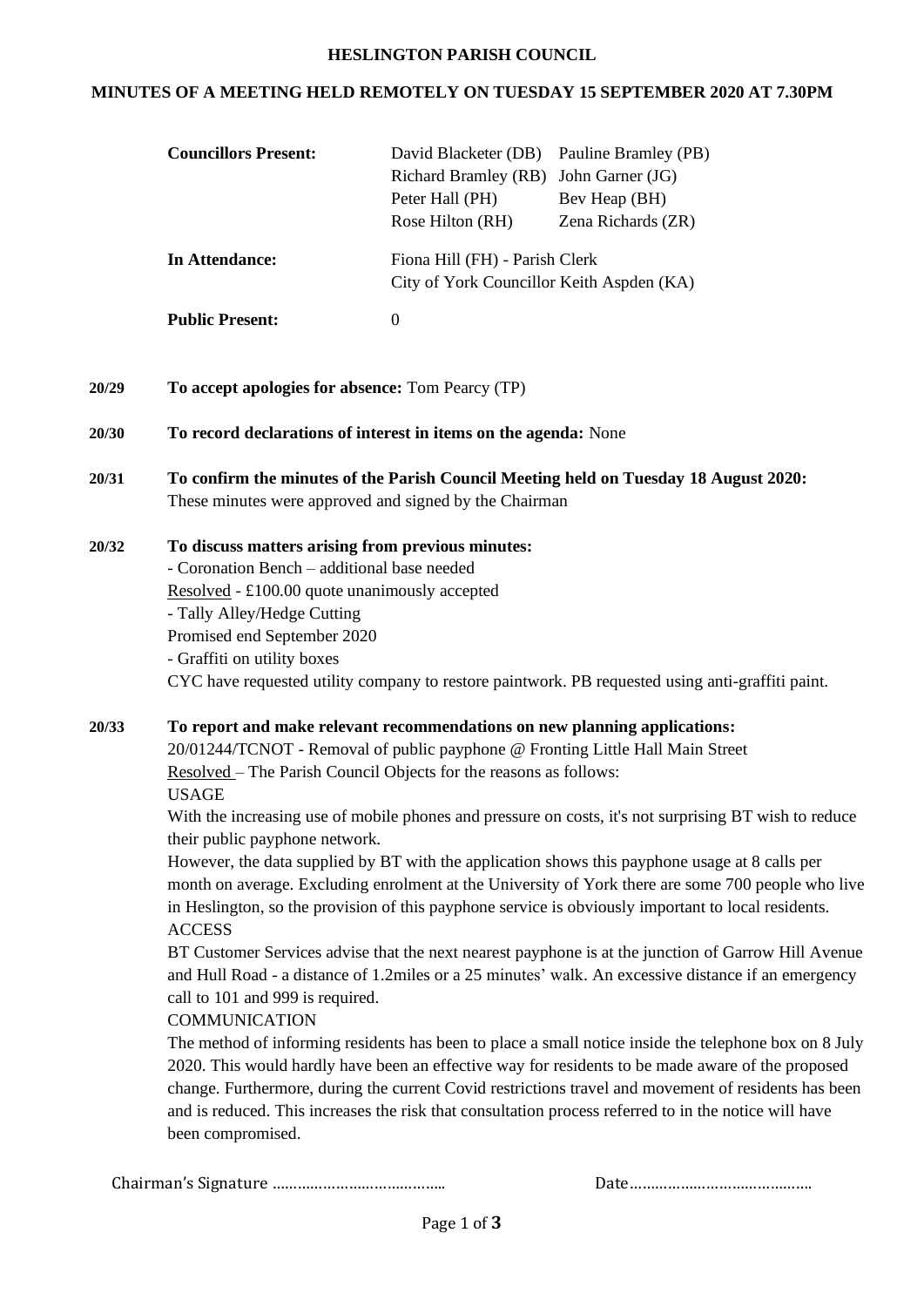**HESLINGTON PARISH COUNCIL**

**MINUTES OF A MEETING HELD REMOTELY ON TUESDAY 15 SEPTEMBER 2020 AT 7.30PM**

| | | |
|---|---|---|
| **Councillors Present:** | David Blacketer (DB) | Pauline Bramley (PB) |
| | Richard Bramley (RB) | John Garner (JG) |
| | Peter Hall (PH) | Bev Heap (BH) |
| | Rose Hilton (RH) | Zena Richards (ZR) |
| **In Attendance:** | Fiona Hill (FH) - Parish Clerk | |
| | City of York Councillor Keith Aspden (KA) | |
| **Public Present:** | 0 | |

**20/29 To accept apologies for absence:** Tom Pearcy (TP)

**20/30 To record declarations of interest in items on the agenda:** None

**20/31 To confirm the minutes of the Parish Council Meeting held on Tuesday 18 August 2020:**
These minutes were approved and signed by the Chairman

**20/32 To discuss matters arising from previous minutes:**

- Coronation Bench – additional base needed

Resolved - £100.00 quote unanimously accepted

- Tally Alley/Hedge Cutting

Promised end September 2020

- Graffiti on utility boxes

CYC have requested utility company to restore paintwork. PB requested using anti-graffiti paint.

**20/33 To report and make relevant recommendations on new planning applications:**

20/01244/TCNOT - Removal of public payphone @ Fronting Little Hall Main Street

Resolved – The Parish Council Objects for the reasons as follows:

USAGE

With the increasing use of mobile phones and pressure on costs, it's not surprising BT wish to reduce their public payphone network.

However, the data supplied by BT with the application shows this payphone usage at 8 calls per month on average. Excluding enrolment at the University of York there are some 700 people who live in Heslington, so the provision of this payphone service is obviously important to local residents.

ACCESS

BT Customer Services advise that the next nearest payphone is at the junction of Garrow Hill Avenue and Hull Road - a distance of 1.2miles or a 25 minutes' walk. An excessive distance if an emergency call to 101 and 999 is required.

COMMUNICATION

The method of informing residents has been to place a small notice inside the telephone box on 8 July 2020. This would hardly have been an effective way for residents to be made aware of the proposed change. Furthermore, during the current Covid restrictions travel and movement of residents has been and is reduced. This increases the risk that consultation process referred to in the notice will have been compromised.

Chairman's Signature ………………………………….. Date…………………………………….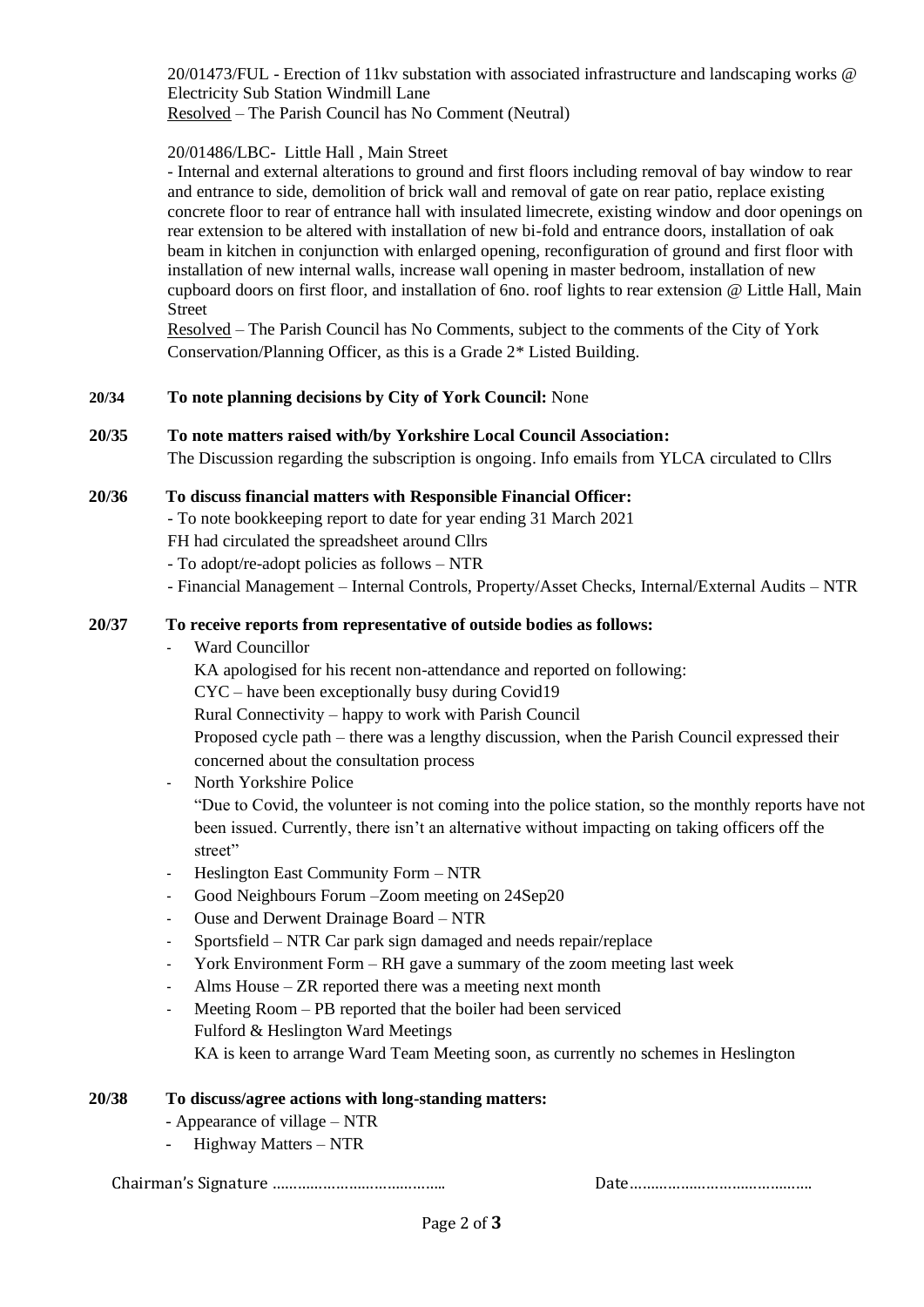20/01473/FUL - Erection of 11kv substation with associated infrastructure and landscaping works @ Electricity Sub Station Windmill Lane
Resolved – The Parish Council has No Comment (Neutral)

20/01486/LBC- Little Hall , Main Street
- Internal and external alterations to ground and first floors including removal of bay window to rear and entrance to side, demolition of brick wall and removal of gate on rear patio, replace existing concrete floor to rear of entrance hall with insulated limecrete, existing window and door openings on rear extension to be altered with installation of new bi-fold and entrance doors, installation of oak beam in kitchen in conjunction with enlarged opening, reconfiguration of ground and first floor with installation of new internal walls, increase wall opening in master bedroom, installation of new cupboard doors on first floor, and installation of 6no. roof lights to rear extension @ Little Hall, Main Street
Resolved – The Parish Council has No Comments, subject to the comments of the City of York Conservation/Planning Officer, as this is a Grade 2* Listed Building.

**20/34 To note planning decisions by City of York Council:** None

**20/35 To note matters raised with/by Yorkshire Local Council Association:**
The Discussion regarding the subscription is ongoing. Info emails from YLCA circulated to Cllrs

**20/36 To discuss financial matters with Responsible Financial Officer:**
- To note bookkeeping report to date for year ending 31 March 2021
FH had circulated the spreadsheet around Cllrs
- To adopt/re-adopt policies as follows – NTR
- Financial Management – Internal Controls, Property/Asset Checks, Internal/External Audits – NTR

**20/37 To receive reports from representative of outside bodies as follows:**

- Ward Councillor
  KA apologised for his recent non-attendance and reported on following:
  CYC – have been exceptionally busy during Covid19
  Rural Connectivity – happy to work with Parish Council
  Proposed cycle path – there was a lengthy discussion, when the Parish Council expressed their concerned about the consultation process
- North Yorkshire Police
  "Due to Covid, the volunteer is not coming into the police station, so the monthly reports have not been issued. Currently, there isn't an alternative without impacting on taking officers off the street"
- Heslington East Community Form – NTR
- Good Neighbours Forum –Zoom meeting on 24Sep20
- Ouse and Derwent Drainage Board – NTR
- Sportsfield – NTR Car park sign damaged and needs repair/replace
- York Environment Form – RH gave a summary of the zoom meeting last week
- Alms House – ZR reported there was a meeting next month
- Meeting Room – PB reported that the boiler had been serviced
  Fulford & Heslington Ward Meetings
  KA is keen to arrange Ward Team Meeting soon, as currently no schemes in Heslington

**20/38 To discuss/agree actions with long-standing matters:**
- Appearance of village – NTR
- Highway Matters – NTR

Chairman's Signature ………………………………… Date……………………………………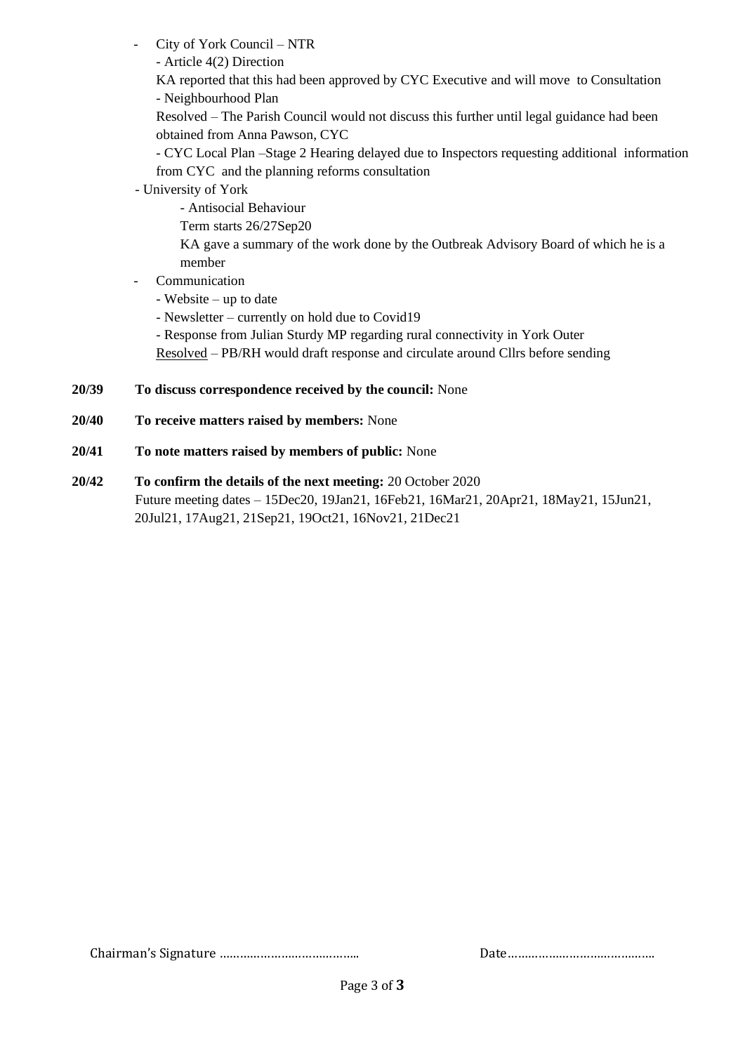- City of York Council – NTR
  - Article 4(2) Direction

    KA reported that this had been approved by CYC Executive and will move to Consultation
  - Neighbourhood Plan

    Resolved – The Parish Council would not discuss this further until legal guidance had been obtained from Anna Pawson, CYC
  - CYC Local Plan –Stage 2 Hearing delayed due to Inspectors requesting additional information from CYC and the planning reforms consultation
- University of York
  - Antisocial Behaviour

    Term starts 26/27Sep20

    KA gave a summary of the work done by the Outbreak Advisory Board of which he is a member
- Communication
  - Website – up to date
  - Newsletter – currently on hold due to Covid19
  - Response from Julian Sturdy MP regarding rural connectivity in York Outer

    Resolved – PB/RH would draft response and circulate around Cllrs before sending

**20/39 To discuss correspondence received by the council:** None

**20/40 To receive matters raised by members:** None

**20/41 To note matters raised by members of public:** None

**20/42 To confirm the details of the next meeting:** 20 October 2020
Future meeting dates – 15Dec20, 19Jan21, 16Feb21, 16Mar21, 20Apr21, 18May21, 15Jun21, 20Jul21, 17Aug21, 21Sep21, 19Oct21, 16Nov21, 21Dec21

Chairman's Signature …………………………………… Date……………………………………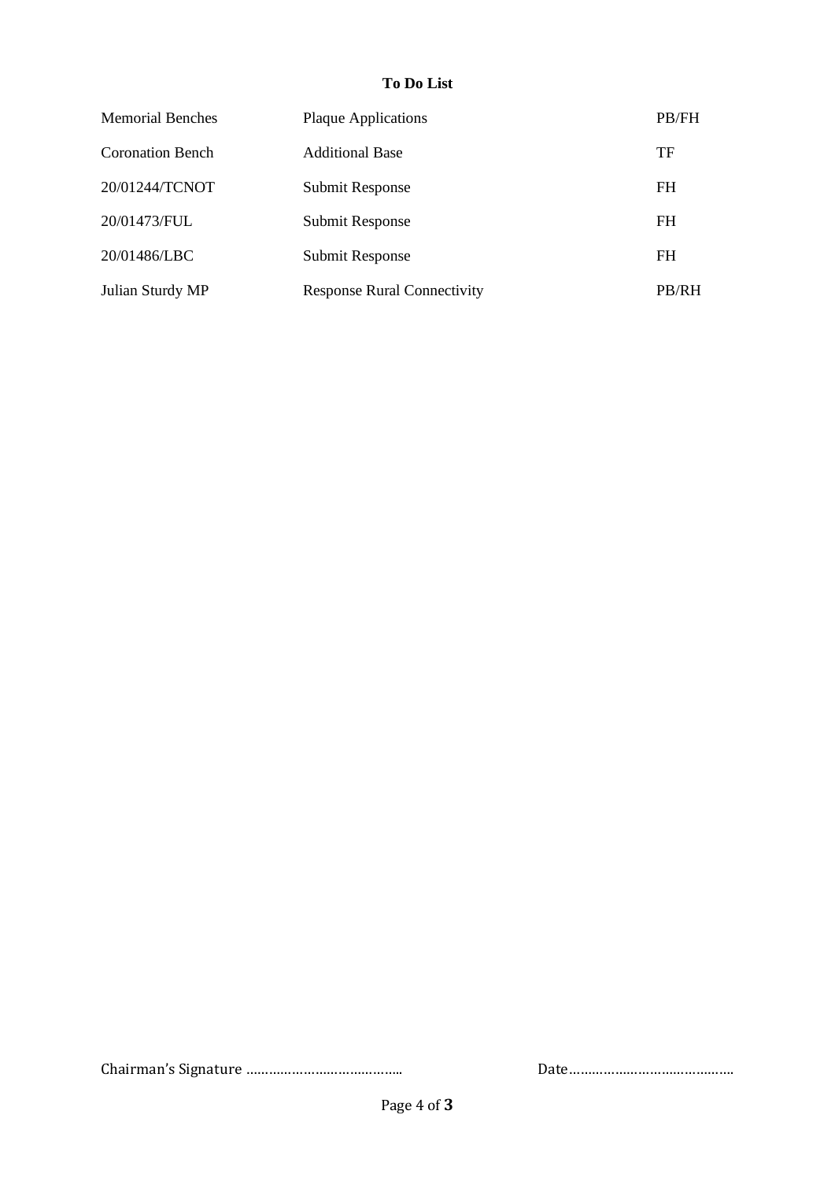**To Do List**

| | | |
|---|---|---|
| Memorial Benches | Plaque Applications | PB/FH |
| Coronation Bench | Additional Base | TF |
| 20/01244/TCNOT | Submit Response | FH |
| 20/01473/FUL | Submit Response | FH |
| 20/01486/LBC | Submit Response | FH |
| Julian Sturdy MP | Response Rural Connectivity | PB/RH |

Chairman's Signature ………………………………….. Date……………………………………